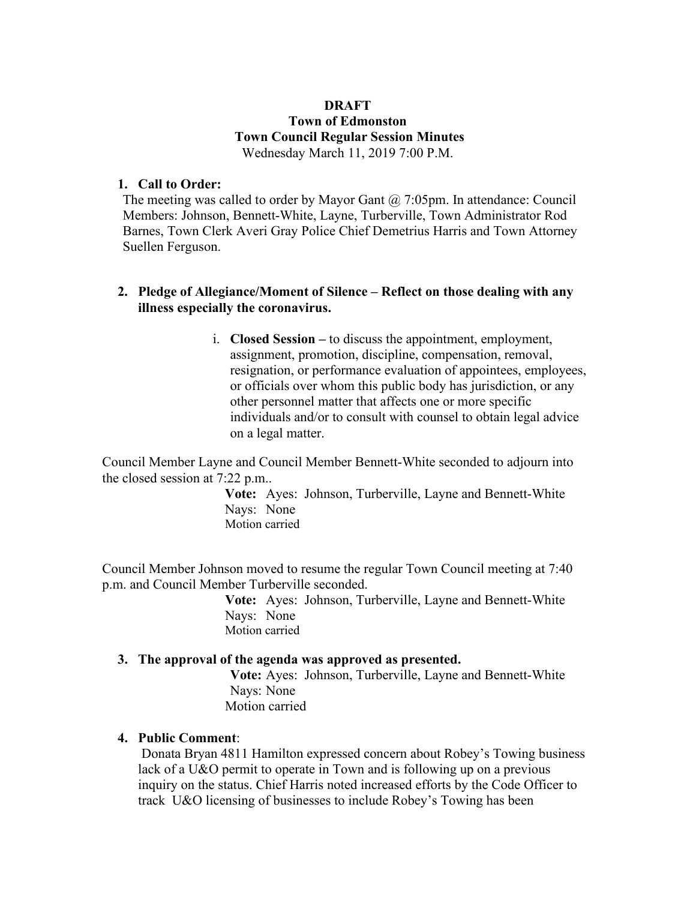**DRAFT**
**Town of Edmonston**
**Town Council Regular Session Minutes**
Wednesday March 11, 2019 7:00 P.M.

1. **Call to Order:**
The meeting was called to order by Mayor Gant @ 7:05pm. In attendance: Council Members: Johnson, Bennett-White, Layne, Turberville, Town Administrator Rod Barnes, Town Clerk Averi Gray Police Chief Demetrius Harris and Town Attorney Suellen Ferguson.

2. **Pledge of Allegiance/Moment of Silence – Reflect on those dealing with any illness especially the coronavirus.**

   i. **Closed Session –** to discuss the appointment, employment, assignment, promotion, discipline, compensation, removal, resignation, or performance evaluation of appointees, employees, or officials over whom this public body has jurisdiction, or any other personnel matter that affects one or more specific individuals and/or to consult with counsel to obtain legal advice on a legal matter.

Council Member Layne and Council Member Bennett-White seconded to adjourn into the closed session at 7:22 p.m..

**Vote:** Ayes: Johnson, Turberville, Layne and Bennett-White
Nays: None
Motion carried

Council Member Johnson moved to resume the regular Town Council meeting at 7:40 p.m. and Council Member Turberville seconded.

**Vote:** Ayes: Johnson, Turberville, Layne and Bennett-White
Nays: None
Motion carried

3. **The approval of the agenda was approved as presented.**

**Vote:** Ayes: Johnson, Turberville, Layne and Bennett-White
Nays: None
Motion carried

4. **Public Comment**:
Donata Bryan 4811 Hamilton expressed concern about Robey's Towing business lack of a U&O permit to operate in Town and is following up on a previous inquiry on the status. Chief Harris noted increased efforts by the Code Officer to track U&O licensing of businesses to include Robey's Towing has been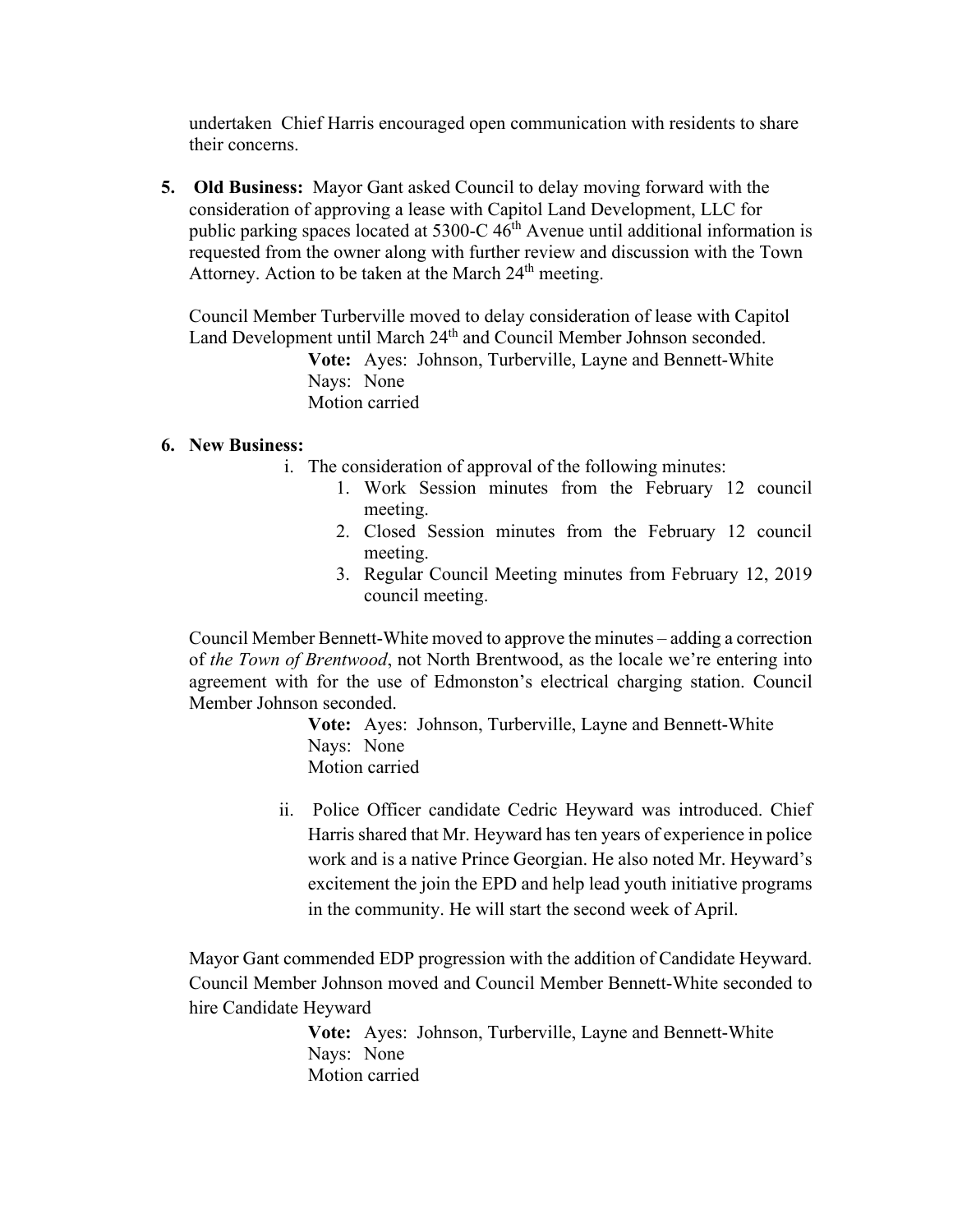undertaken Chief Harris encouraged open communication with residents to share their concerns.

5. **Old Business:** Mayor Gant asked Council to delay moving forward with the consideration of approving a lease with Capitol Land Development, LLC for public parking spaces located at 5300-C 46th Avenue until additional information is requested from the owner along with further review and discussion with the Town Attorney. Action to be taken at the March 24th meeting.

   Council Member Turberville moved to delay consideration of lease with Capitol Land Development until March 24th and Council Member Johnson seconded.

   **Vote:** Ayes: Johnson, Turberville, Layne and Bennett-White
   Nays: None
   Motion carried

6. **New Business:**
   i. The consideration of approval of the following minutes:
      1. Work Session minutes from the February 12 council meeting.
      2. Closed Session minutes from the February 12 council meeting.
      3. Regular Council Meeting minutes from February 12, 2019 council meeting.

   Council Member Bennett-White moved to approve the minutes – adding a correction of *the Town of Brentwood*, not North Brentwood, as the locale we're entering into agreement with for the use of Edmonston's electrical charging station. Council Member Johnson seconded.

   **Vote:** Ayes: Johnson, Turberville, Layne and Bennett-White
   Nays: None
   Motion carried

   ii. Police Officer candidate Cedric Heyward was introduced. Chief Harris shared that Mr. Heyward has ten years of experience in police work and is a native Prince Georgian. He also noted Mr. Heyward's excitement the join the EPD and help lead youth initiative programs in the community. He will start the second week of April.

   Mayor Gant commended EDP progression with the addition of Candidate Heyward. Council Member Johnson moved and Council Member Bennett-White seconded to hire Candidate Heyward

   **Vote:** Ayes: Johnson, Turberville, Layne and Bennett-White
   Nays: None
   Motion carried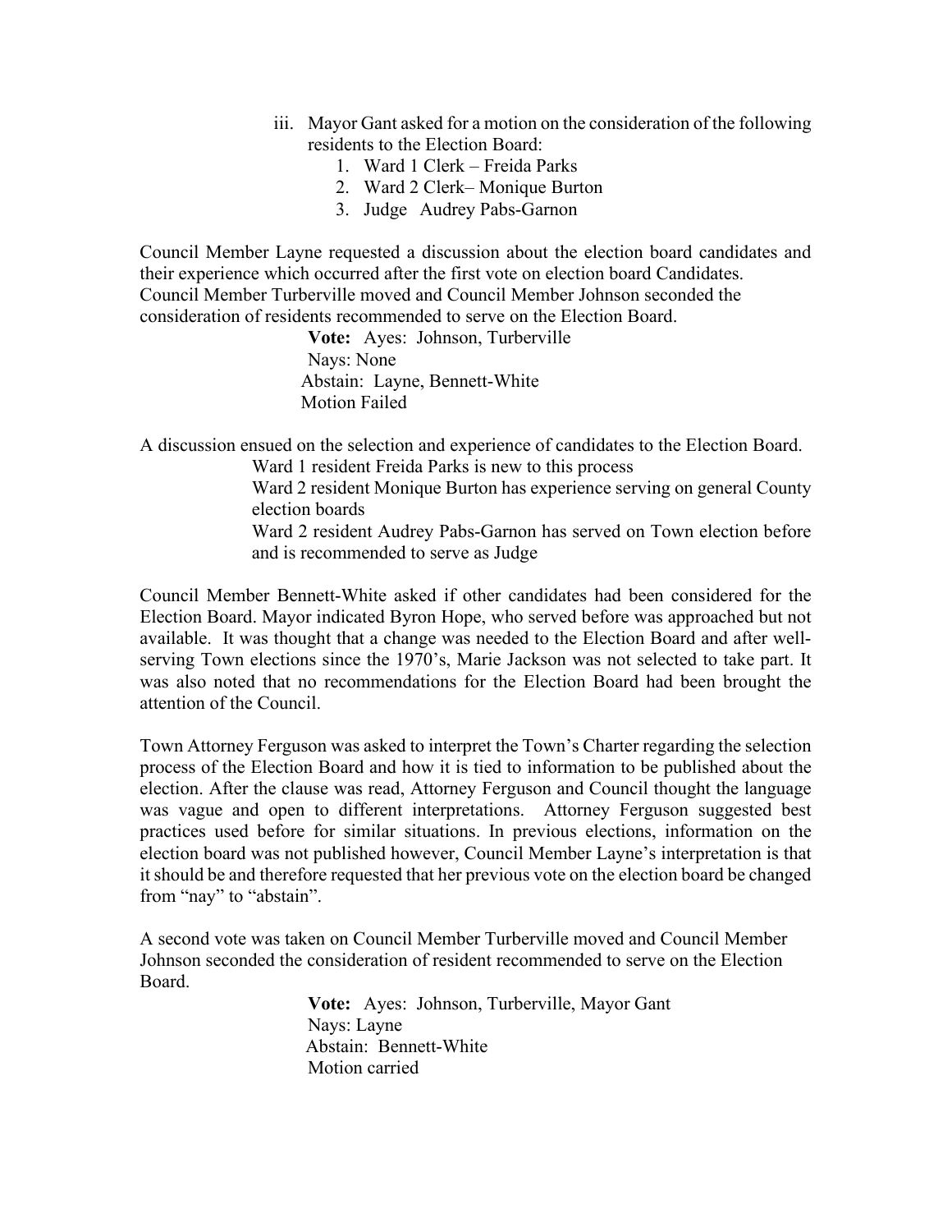iii. Mayor Gant asked for a motion on the consideration of the following residents to the Election Board:
   1. Ward 1 Clerk – Freida Parks
   2. Ward 2 Clerk– Monique Burton
   3. Judge Audrey Pabs-Garnon

Council Member Layne requested a discussion about the election board candidates and their experience which occurred after the first vote on election board Candidates. Council Member Turberville moved and Council Member Johnson seconded the consideration of residents recommended to serve on the Election Board.

**Vote:** Ayes: Johnson, Turberville
Nays: None
Abstain: Layne, Bennett-White
Motion Failed

A discussion ensued on the selection and experience of candidates to the Election Board.

Ward 1 resident Freida Parks is new to this process
Ward 2 resident Monique Burton has experience serving on general County election boards
Ward 2 resident Audrey Pabs-Garnon has served on Town election before and is recommended to serve as Judge

Council Member Bennett-White asked if other candidates had been considered for the Election Board. Mayor indicated Byron Hope, who served before was approached but not available. It was thought that a change was needed to the Election Board and after well-serving Town elections since the 1970's, Marie Jackson was not selected to take part. It was also noted that no recommendations for the Election Board had been brought the attention of the Council.

Town Attorney Ferguson was asked to interpret the Town's Charter regarding the selection process of the Election Board and how it is tied to information to be published about the election. After the clause was read, Attorney Ferguson and Council thought the language was vague and open to different interpretations. Attorney Ferguson suggested best practices used before for similar situations. In previous elections, information on the election board was not published however, Council Member Layne's interpretation is that it should be and therefore requested that her previous vote on the election board be changed from "nay" to "abstain".

A second vote was taken on Council Member Turberville moved and Council Member Johnson seconded the consideration of resident recommended to serve on the Election Board.

**Vote:** Ayes: Johnson, Turberville, Mayor Gant
Nays: Layne
Abstain: Bennett-White
Motion carried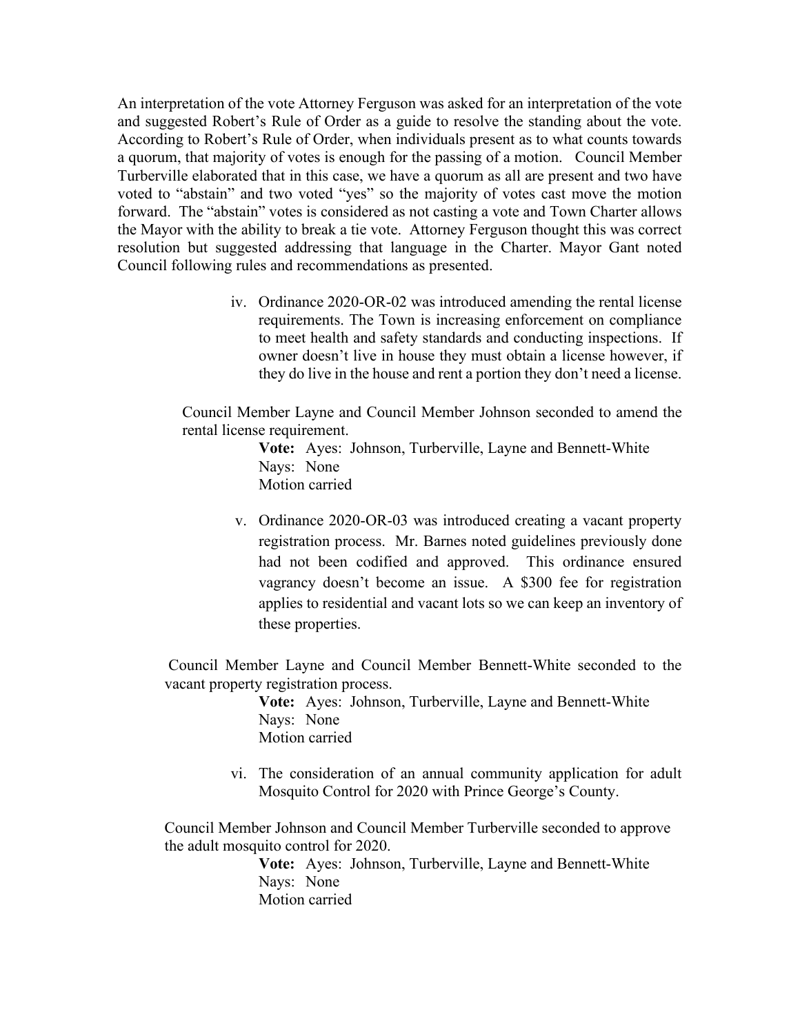An interpretation of the vote Attorney Ferguson was asked for an interpretation of the vote and suggested Robert's Rule of Order as a guide to resolve the standing about the vote. According to Robert's Rule of Order, when individuals present as to what counts towards a quorum, that majority of votes is enough for the passing of a motion. Council Member Turberville elaborated that in this case, we have a quorum as all are present and two have voted to "abstain" and two voted "yes" so the majority of votes cast move the motion forward. The "abstain" votes is considered as not casting a vote and Town Charter allows the Mayor with the ability to break a tie vote. Attorney Ferguson thought this was correct resolution but suggested addressing that language in the Charter. Mayor Gant noted Council following rules and recommendations as presented.

iv. Ordinance 2020-OR-02 was introduced amending the rental license requirements. The Town is increasing enforcement on compliance to meet health and safety standards and conducting inspections. If owner doesn't live in house they must obtain a license however, if they do live in the house and rent a portion they don't need a license.

Council Member Layne and Council Member Johnson seconded to amend the rental license requirement.

**Vote:** Ayes: Johnson, Turberville, Layne and Bennett-White
Nays: None
Motion carried

v. Ordinance 2020-OR-03 was introduced creating a vacant property registration process. Mr. Barnes noted guidelines previously done had not been codified and approved. This ordinance ensured vagrancy doesn't become an issue. A $300 fee for registration applies to residential and vacant lots so we can keep an inventory of these properties.

Council Member Layne and Council Member Bennett-White seconded to the vacant property registration process.

**Vote:** Ayes: Johnson, Turberville, Layne and Bennett-White
Nays: None
Motion carried

vi. The consideration of an annual community application for adult Mosquito Control for 2020 with Prince George's County.

Council Member Johnson and Council Member Turberville seconded to approve the adult mosquito control for 2020.

**Vote:** Ayes: Johnson, Turberville, Layne and Bennett-White
Nays: None
Motion carried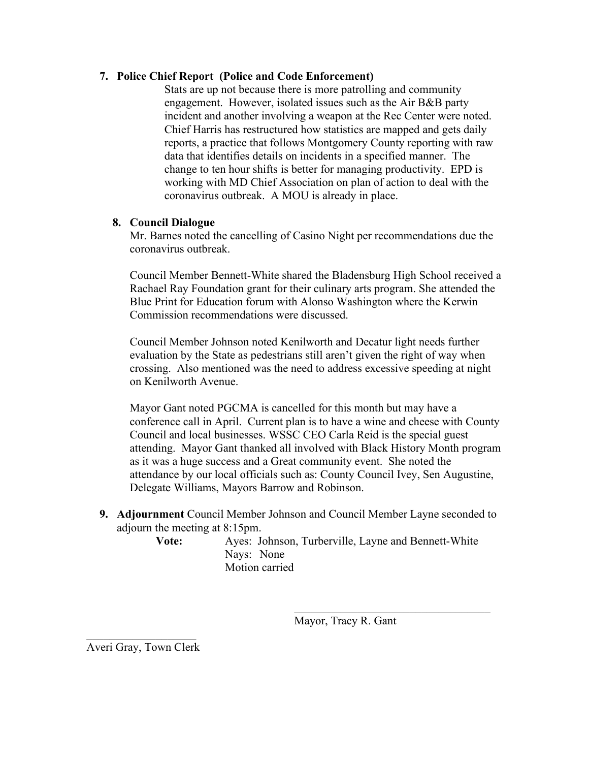7. **Police Chief Report (Police and Code Enforcement)**

   Stats are up not because there is more patrolling and community engagement. However, isolated issues such as the Air B&B party incident and another involving a weapon at the Rec Center were noted. Chief Harris has restructured how statistics are mapped and gets daily reports, a practice that follows Montgomery County reporting with raw data that identifies details on incidents in a specified manner. The change to ten hour shifts is better for managing productivity. EPD is working with MD Chief Association on plan of action to deal with the coronavirus outbreak. A MOU is already in place.

8. **Council Dialogue**

   Mr. Barnes noted the cancelling of Casino Night per recommendations due the coronavirus outbreak.

   Council Member Bennett-White shared the Bladensburg High School received a Rachael Ray Foundation grant for their culinary arts program. She attended the Blue Print for Education forum with Alonso Washington where the Kerwin Commission recommendations were discussed.

   Council Member Johnson noted Kenilworth and Decatur light needs further evaluation by the State as pedestrians still aren't given the right of way when crossing. Also mentioned was the need to address excessive speeding at night on Kenilworth Avenue.

   Mayor Gant noted PGCMA is cancelled for this month but may have a conference call in April. Current plan is to have a wine and cheese with County Council and local businesses. WSSC CEO Carla Reid is the special guest attending. Mayor Gant thanked all involved with Black History Month program as it was a huge success and a Great community event. She noted the attendance by our local officials such as: County Council Ivey, Sen Augustine, Delegate Williams, Mayors Barrow and Robinson.

9. **Adjournment** Council Member Johnson and Council Member Layne seconded to adjourn the meeting at 8:15pm.

   **Vote:** Ayes: Johnson, Turberville, Layne and Bennett-White
   Nays: None
   Motion carried

\_\_\_\_\_\_\_\_\_\_\_\_\_\_\_\_\_\_\_\_\_\_\_\_\_\_\_\_\_\_\_\_\_\_\_\_
Mayor, Tracy R. Gant

\_\_\_\_\_\_\_\_\_\_\_\_\_\_\_\_\_\_\_\_
Averi Gray, Town Clerk